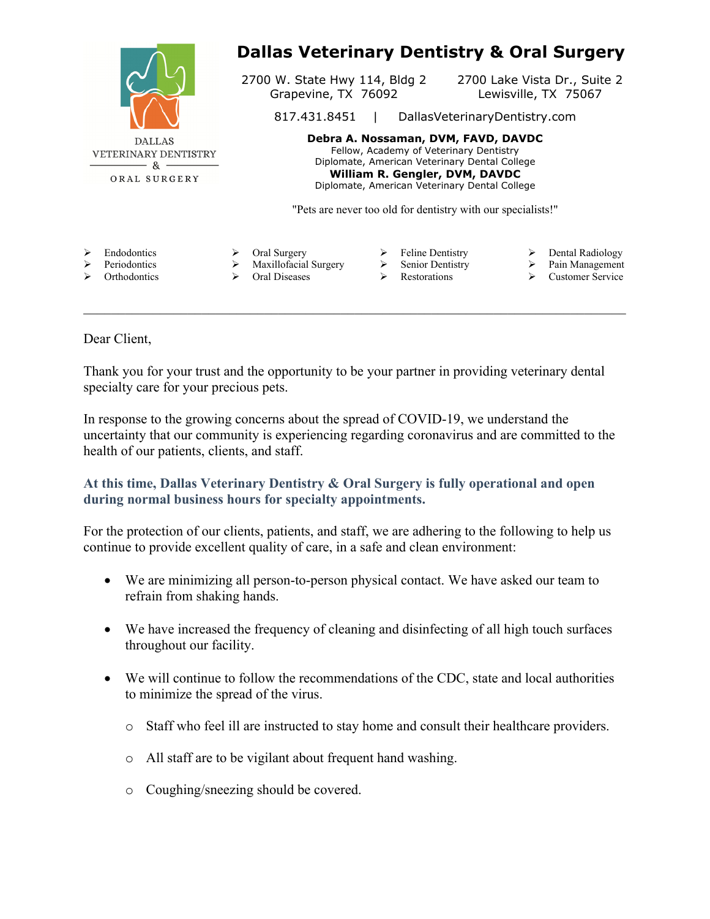DALLAS VETERINARY DENTISTRY & ORAL SURGERY

# Dallas Veterinary Dentistry & Oral Surgery

2700 W. State Hwy 114, Bldg 2
Grapevine, TX 76092

2700 Lake Vista Dr., Suite 2
Lewisville, TX 75067

817.431.8451 | DallasVeterinaryDentistry.com

**Debra A. Nossaman, DVM, FAVD, DAVDC**
Fellow, Academy of Veterinary Dentistry
Diplomate, American Veterinary Dental College
**William R. Gengler, DVM, DAVDC**
Diplomate, American Veterinary Dental College

"Pets are never too old for dentistry with our specialists!"

- Endodontics
- Periodontics
- Orthodontics
- Oral Surgery
- Maxillofacial Surgery
- Oral Diseases
- Feline Dentistry
- Senior Dentistry
- Restorations
- Dental Radiology
- Pain Management
- Customer Service

---

Dear Client,

Thank you for your trust and the opportunity to be your partner in providing veterinary dental specialty care for your precious pets.

In response to the growing concerns about the spread of COVID-19, we understand the uncertainty that our community is experiencing regarding coronavirus and are committed to the health of our patients, clients, and staff.

**At this time, Dallas Veterinary Dentistry & Oral Surgery is fully operational and open during normal business hours for specialty appointments.**

For the protection of our clients, patients, and staff, we are adhering to the following to help us continue to provide excellent quality of care, in a safe and clean environment:

- We are minimizing all person-to-person physical contact. We have asked our team to refrain from shaking hands.
- We have increased the frequency of cleaning and disinfecting of all high touch surfaces throughout our facility.
- We will continue to follow the recommendations of the CDC, state and local authorities to minimize the spread of the virus.
  - Staff who feel ill are instructed to stay home and consult their healthcare providers.
  - All staff are to be vigilant about frequent hand washing.
  - Coughing/sneezing should be covered.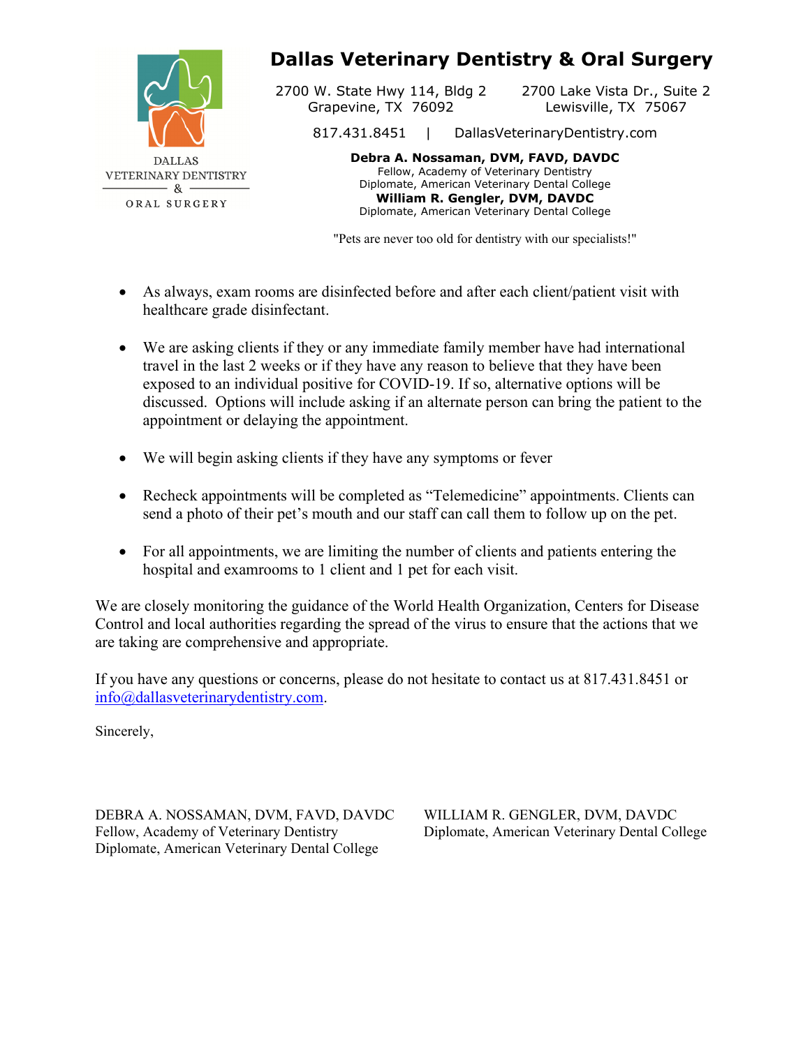# Dallas Veterinary Dentistry & Oral Surgery

2700 W. State Hwy 114, Bldg 2
Grapevine, TX 76092

2700 Lake Vista Dr., Suite 2
Lewisville, TX 75067

817.431.8451 | DallasVeterinaryDentistry.com

**Debra A. Nossaman, DVM, FAVD, DAVDC**
Fellow, Academy of Veterinary Dentistry
Diplomate, American Veterinary Dental College
**William R. Gengler, DVM, DAVDC**
Diplomate, American Veterinary Dental College

"Pets are never too old for dentistry with our specialists!"

- As always, exam rooms are disinfected before and after each client/patient visit with healthcare grade disinfectant.

- We are asking clients if they or any immediate family member have had international travel in the last 2 weeks or if they have any reason to believe that they have been exposed to an individual positive for COVID-19. If so, alternative options will be discussed. Options will include asking if an alternate person can bring the patient to the appointment or delaying the appointment.

- We will begin asking clients if they have any symptoms or fever

- Recheck appointments will be completed as "Telemedicine" appointments. Clients can send a photo of their pet's mouth and our staff can call them to follow up on the pet.

- For all appointments, we are limiting the number of clients and patients entering the hospital and examrooms to 1 client and 1 pet for each visit.

We are closely monitoring the guidance of the World Health Organization, Centers for Disease Control and local authorities regarding the spread of the virus to ensure that the actions that we are taking are comprehensive and appropriate.

If you have any questions or concerns, please do not hesitate to contact us at 817.431.8451 or info@dallasveterinarydentistry.com.

Sincerely,

DEBRA A. NOSSAMAN, DVM, FAVD, DAVDC
Fellow, Academy of Veterinary Dentistry
Diplomate, American Veterinary Dental College

WILLIAM R. GENGLER, DVM, DAVDC
Diplomate, American Veterinary Dental College